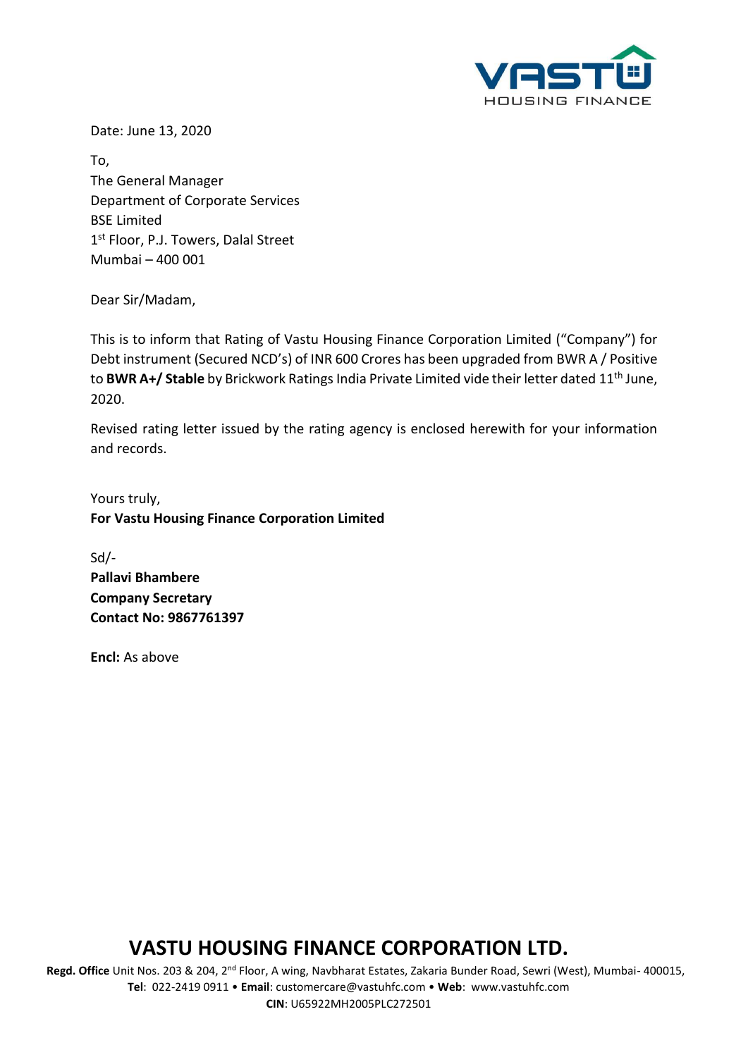Date: June 13, 2020

To,
The General Manager
Department of Corporate Services
BSE Limited
1st Floor, P.J. Towers, Dalal Street
Mumbai – 400 001

Dear Sir/Madam,

This is to inform that Rating of Vastu Housing Finance Corporation Limited ("Company") for Debt instrument (Secured NCD's) of INR 600 Crores has been upgraded from BWR A / Positive to **BWR A+/ Stable** by Brickwork Ratings India Private Limited vide their letter dated 11th June, 2020.

Revised rating letter issued by the rating agency is enclosed herewith for your information and records.

Yours truly,
**For Vastu Housing Finance Corporation Limited**

Sd/-
**Pallavi Bhambere**
**Company Secretary**
**Contact No: 9867761397**

**Encl:** As above

**VASTU HOUSING FINANCE CORPORATION LTD.**
**Regd. Office** Unit Nos. 203 & 204, 2nd Floor, A wing, Navbharat Estates, Zakaria Bunder Road, Sewri (West), Mumbai- 400015,
**Tel**: 022-2419 0911 • **Email**: customercare@vastuhfc.com • **Web**: www.vastuhfc.com
**CIN**: U65922MH2005PLC272501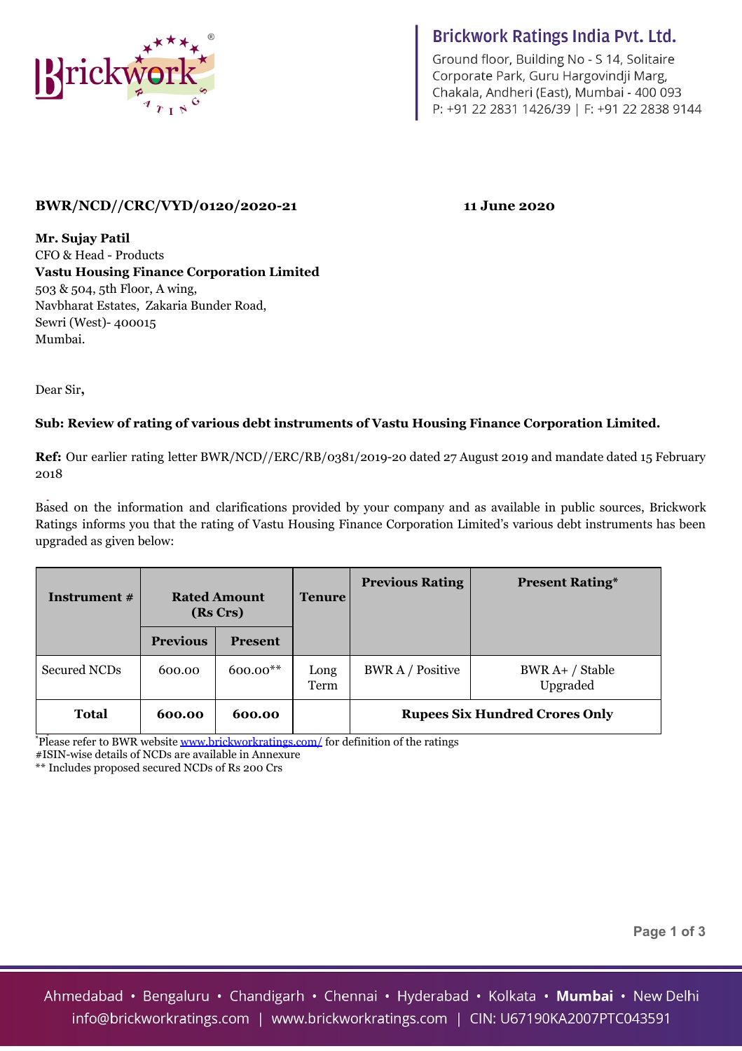**BWR/NCD//CRC/VYD/0120/2020-21** **11 June 2020**

**Mr. Sujay Patil**
CFO & Head - Products
**Vastu Housing Finance Corporation Limited**
503 & 504, 5th Floor, A wing,
Navbharat Estates, Zakaria Bunder Road,
Sewri (West)- 400015
Mumbai.

Dear Sir,

**Sub: Review of rating of various debt instruments of Vastu Housing Finance Corporation Limited.**

**Ref:** Our earlier rating letter BWR/NCD//ERC/RB/0381/2019-20 dated 27 August 2019 and mandate dated 15 February 2018

Based on the information and clarifications provided by your company and as available in public sources, Brickwork Ratings informs you that the rating of Vastu Housing Finance Corporation Limited's various debt instruments has been upgraded as given below:

| Instrument # | Rated Amount (Rs Crs) | | Tenure | Previous Rating | Present Rating* |
|---|---|---|---|---|---|
| | Previous | Present | | | |
| Secured NCDs | 600.00 | 600.00** | Long Term | BWR A / Positive | BWR A+ / Stable Upgraded |
| **Total** | **600.00** | **600.00** | | **Rupees Six Hundred Crores Only** | |

*Please refer to BWR website www.brickworkratings.com/ for definition of the ratings
#ISIN-wise details of NCDs are available in Annexure
** Includes proposed secured NCDs of Rs 200 Crs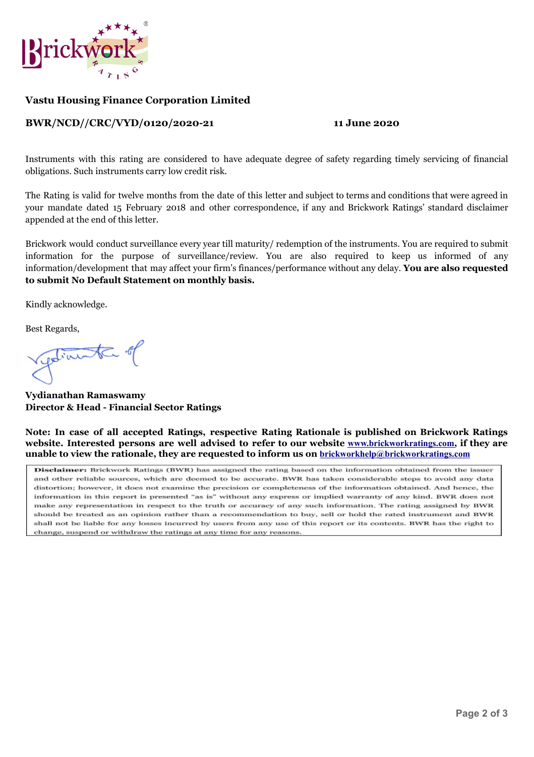**Vastu Housing Finance Corporation Limited**

**BWR/NCD//CRC/VYD/0120/2020-21** **11 June 2020**

Instruments with this rating are considered to have adequate degree of safety regarding timely servicing of financial obligations. Such instruments carry low credit risk.

The Rating is valid for twelve months from the date of this letter and subject to terms and conditions that were agreed in your mandate dated 15 February 2018 and other correspondence, if any and Brickwork Ratings' standard disclaimer appended at the end of this letter.

Brickwork would conduct surveillance every year till maturity/ redemption of the instruments. You are required to submit information for the purpose of surveillance/review. You are also required to keep us informed of any information/development that may affect your firm's finances/performance without any delay. **You are also requested to submit No Default Statement on monthly basis.**

Kindly acknowledge.

Best Regards,

**Vydianathan Ramaswamy**
**Director & Head - Financial Sector Ratings**

**Note: In case of all accepted Ratings, respective Rating Rationale is published on Brickwork Ratings website. Interested persons are well advised to refer to our website www.brickworkratings.com, if they are unable to view the rationale, they are requested to inform us on brickworkhelp@brickworkratings.com**

**Disclaimer:** Brickwork Ratings (BWR) has assigned the rating based on the information obtained from the issuer and other reliable sources, which are deemed to be accurate. BWR has taken considerable steps to avoid any data distortion; however, it does not examine the precision or completeness of the information obtained. And hence, the information in this report is presented "as is" without any express or implied warranty of any kind. BWR does not make any representation in respect to the truth or accuracy of any such information. The rating assigned by BWR should be treated as an opinion rather than a recommendation to buy, sell or hold the rated instrument and BWR shall not be liable for any losses incurred by users from any use of this report or its contents. BWR has the right to change, suspend or withdraw the ratings at any time for any reasons.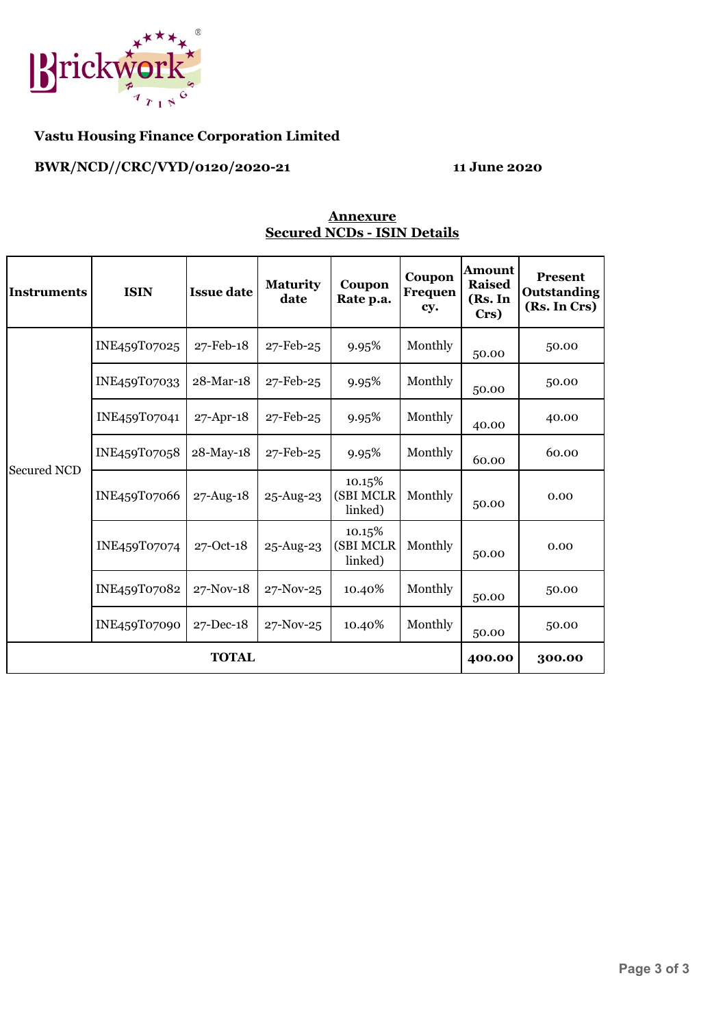**Vastu Housing Finance Corporation Limited**

**BWR/NCD//CRC/VYD/0120/2020-21** **11 June 2020**

## Annexure
## Secured NCDs - ISIN Details

| Instruments | ISIN | Issue date | Maturity date | Coupon Rate p.a. | Coupon Frequency. | Amount Raised (Rs. In Crs) | Present Outstanding (Rs. In Crs) |
|---|---|---|---|---|---|---|---|
| Secured NCD | INE459T07025 | 27-Feb-18 | 27-Feb-25 | 9.95% | Monthly | 50.00 | 50.00 |
| | INE459T07033 | 28-Mar-18 | 27-Feb-25 | 9.95% | Monthly | 50.00 | 50.00 |
| | INE459T07041 | 27-Apr-18 | 27-Feb-25 | 9.95% | Monthly | 40.00 | 40.00 |
| | INE459T07058 | 28-May-18 | 27-Feb-25 | 9.95% | Monthly | 60.00 | 60.00 |
| | INE459T07066 | 27-Aug-18 | 25-Aug-23 | 10.15% (SBI MCLR linked) | Monthly | 50.00 | 0.00 |
| | INE459T07074 | 27-Oct-18 | 25-Aug-23 | 10.15% (SBI MCLR linked) | Monthly | 50.00 | 0.00 |
| | INE459T07082 | 27-Nov-18 | 27-Nov-25 | 10.40% | Monthly | 50.00 | 50.00 |
| | INE459T07090 | 27-Dec-18 | 27-Nov-25 | 10.40% | Monthly | 50.00 | 50.00 |
| **TOTAL** | | | | | | **400.00** | **300.00** |